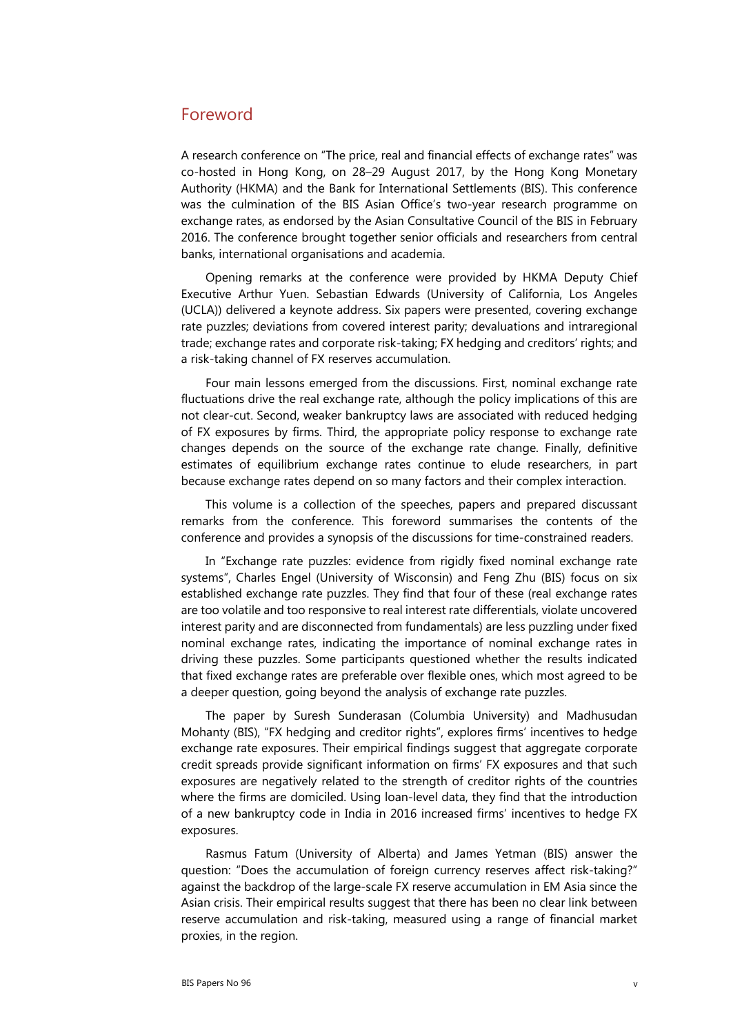## Foreword

A research conference on "The price, real and financial effects of exchange rates" was co-hosted in Hong Kong, on 28–29 August 2017, by the Hong Kong Monetary Authority (HKMA) and the Bank for International Settlements (BIS). This conference was the culmination of the BIS Asian Office's two-year research programme on exchange rates, as endorsed by the Asian Consultative Council of the BIS in February 2016. The conference brought together senior officials and researchers from central banks, international organisations and academia.

Opening remarks at the conference were provided by HKMA Deputy Chief Executive Arthur Yuen. Sebastian Edwards (University of California, Los Angeles (UCLA)) delivered a keynote address. Six papers were presented, covering exchange rate puzzles; deviations from covered interest parity; devaluations and intraregional trade; exchange rates and corporate risk-taking; FX hedging and creditors' rights; and a risk-taking channel of FX reserves accumulation.

Four main lessons emerged from the discussions. First, nominal exchange rate fluctuations drive the real exchange rate, although the policy implications of this are not clear-cut. Second, weaker bankruptcy laws are associated with reduced hedging of FX exposures by firms. Third, the appropriate policy response to exchange rate changes depends on the source of the exchange rate change. Finally, definitive estimates of equilibrium exchange rates continue to elude researchers, in part because exchange rates depend on so many factors and their complex interaction.

This volume is a collection of the speeches, papers and prepared discussant remarks from the conference. This foreword summarises the contents of the conference and provides a synopsis of the discussions for time-constrained readers.

In "Exchange rate puzzles: evidence from rigidly fixed nominal exchange rate systems", Charles Engel (University of Wisconsin) and Feng Zhu (BIS) focus on six established exchange rate puzzles. They find that four of these (real exchange rates are too volatile and too responsive to real interest rate differentials, violate uncovered interest parity and are disconnected from fundamentals) are less puzzling under fixed nominal exchange rates, indicating the importance of nominal exchange rates in driving these puzzles. Some participants questioned whether the results indicated that fixed exchange rates are preferable over flexible ones, which most agreed to be a deeper question, going beyond the analysis of exchange rate puzzles.

The paper by Suresh Sunderasan (Columbia University) and Madhusudan Mohanty (BIS), "FX hedging and creditor rights", explores firms' incentives to hedge exchange rate exposures. Their empirical findings suggest that aggregate corporate credit spreads provide significant information on firms' FX exposures and that such exposures are negatively related to the strength of creditor rights of the countries where the firms are domiciled. Using loan-level data, they find that the introduction of a new bankruptcy code in India in 2016 increased firms' incentives to hedge FX exposures.

Rasmus Fatum (University of Alberta) and James Yetman (BIS) answer the question: "Does the accumulation of foreign currency reserves affect risk-taking?" against the backdrop of the large-scale FX reserve accumulation in EM Asia since the Asian crisis. Their empirical results suggest that there has been no clear link between reserve accumulation and risk-taking, measured using a range of financial market proxies, in the region.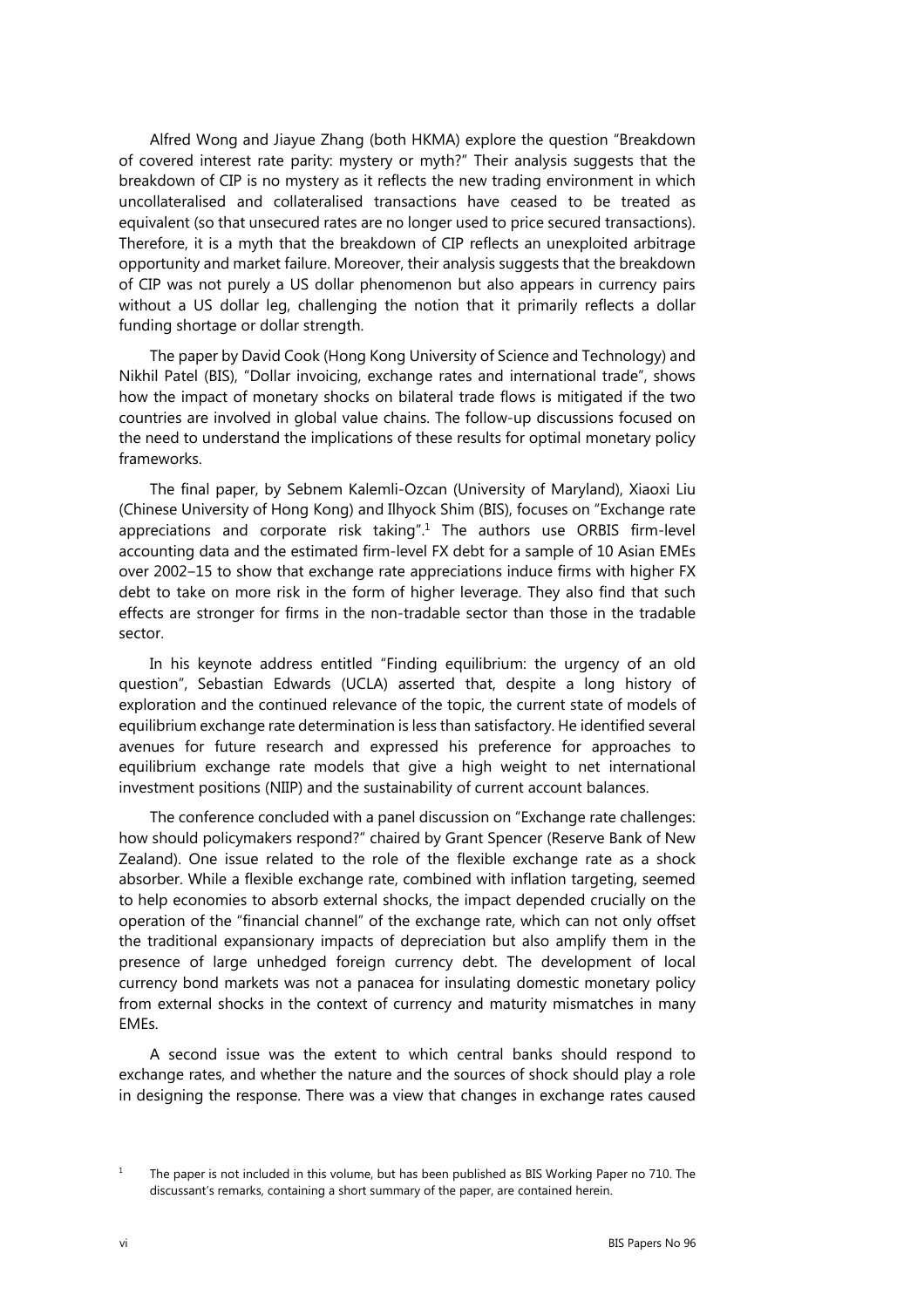Alfred Wong and Jiayue Zhang (both HKMA) explore the question "Breakdown of covered interest rate parity: mystery or myth?" Their analysis suggests that the breakdown of CIP is no mystery as it reflects the new trading environment in which uncollateralised and collateralised transactions have ceased to be treated as equivalent (so that unsecured rates are no longer used to price secured transactions). Therefore, it is a myth that the breakdown of CIP reflects an unexploited arbitrage opportunity and market failure. Moreover, their analysis suggests that the breakdown of CIP was not purely a US dollar phenomenon but also appears in currency pairs without a US dollar leg, challenging the notion that it primarily reflects a dollar funding shortage or dollar strength.

The paper by David Cook (Hong Kong University of Science and Technology) and Nikhil Patel (BIS), "Dollar invoicing, exchange rates and international trade", shows how the impact of monetary shocks on bilateral trade flows is mitigated if the two countries are involved in global value chains. The follow-up discussions focused on the need to understand the implications of these results for optimal monetary policy frameworks.

The final paper, by Sebnem Kalemli-Ozcan (University of Maryland), Xiaoxi Liu (Chinese University of Hong Kong) and Ilhyock Shim (BIS), focuses on "Exchange rate appreciations and corporate risk taking".[1] The authors use ORBIS firm-level accounting data and the estimated firm-level FX debt for a sample of 10 Asian EMEs over 2002–15 to show that exchange rate appreciations induce firms with higher FX debt to take on more risk in the form of higher leverage. They also find that such effects are stronger for firms in the non-tradable sector than those in the tradable sector.

In his keynote address entitled "Finding equilibrium: the urgency of an old question", Sebastian Edwards (UCLA) asserted that, despite a long history of exploration and the continued relevance of the topic, the current state of models of equilibrium exchange rate determination is less than satisfactory. He identified several avenues for future research and expressed his preference for approaches to equilibrium exchange rate models that give a high weight to net international investment positions (NIIP) and the sustainability of current account balances.

The conference concluded with a panel discussion on "Exchange rate challenges: how should policymakers respond?" chaired by Grant Spencer (Reserve Bank of New Zealand). One issue related to the role of the flexible exchange rate as a shock absorber. While a flexible exchange rate, combined with inflation targeting, seemed to help economies to absorb external shocks, the impact depended crucially on the operation of the "financial channel" of the exchange rate, which can not only offset the traditional expansionary impacts of depreciation but also amplify them in the presence of large unhedged foreign currency debt. The development of local currency bond markets was not a panacea for insulating domestic monetary policy from external shocks in the context of currency and maturity mismatches in many EMEs.

A second issue was the extent to which central banks should respond to exchange rates, and whether the nature and the sources of shock should play a role in designing the response. There was a view that changes in exchange rates caused

[1] The paper is not included in this volume, but has been published as BIS Working Paper no 710. The discussant's remarks, containing a short summary of the paper, are contained herein.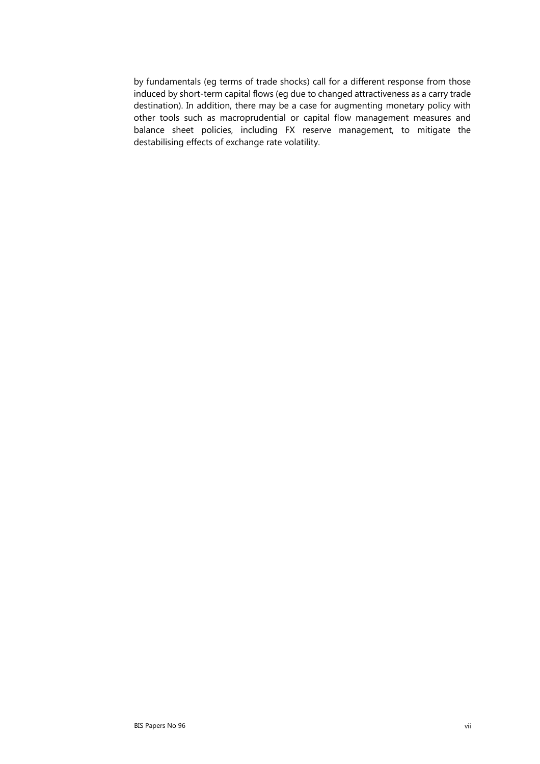by fundamentals (eg terms of trade shocks) call for a different response from those induced by short-term capital flows (eg due to changed attractiveness as a carry trade destination). In addition, there may be a case for augmenting monetary policy with other tools such as macroprudential or capital flow management measures and balance sheet policies, including FX reserve management, to mitigate the destabilising effects of exchange rate volatility.